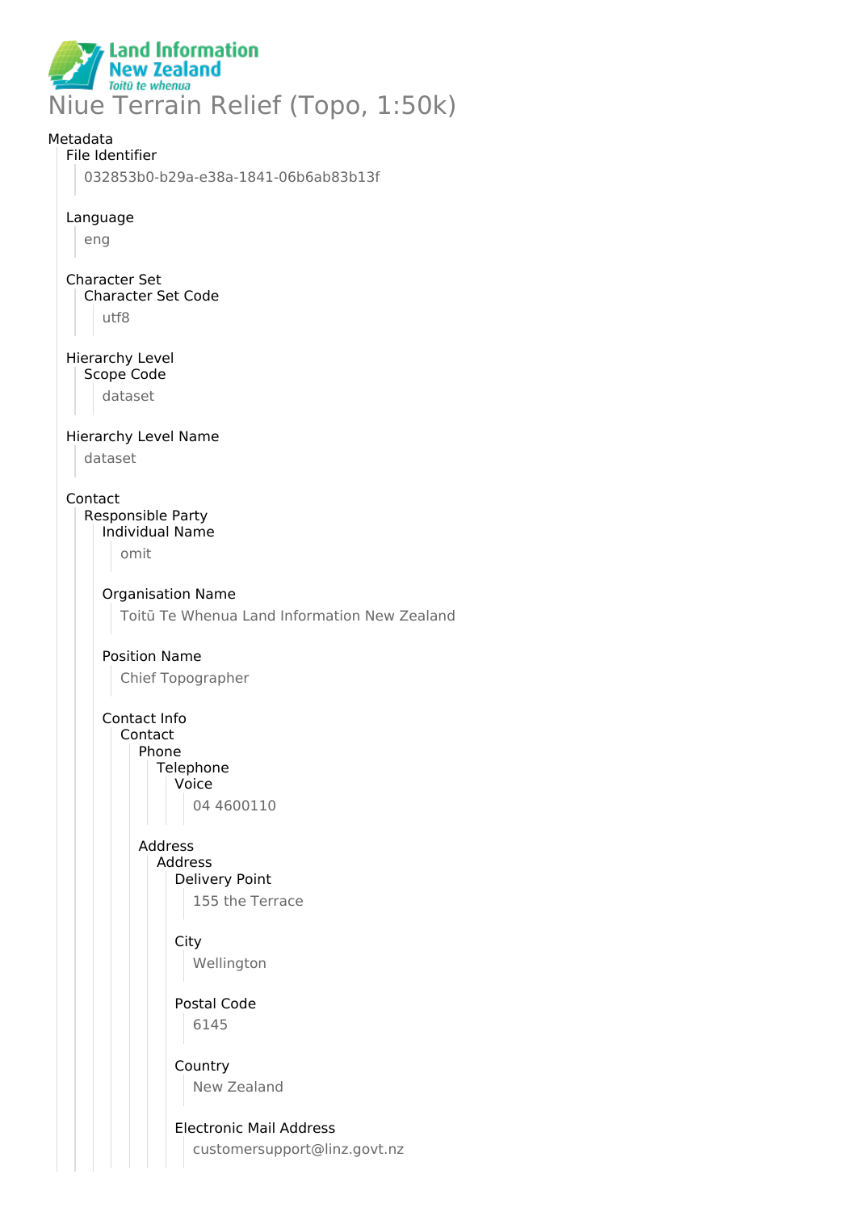Land Information New Zealand
*Toitū te whenua*

# Niue Terrain Relief (Topo, 1:50k)

Metadata

- File Identifier
  - 032853b0-b29a-e38a-1841-06b6ab83b13f
- Language
  - eng
- Character Set
  - Character Set Code
    - utf8
- Hierarchy Level
  - Scope Code
    - dataset
- Hierarchy Level Name
  - dataset
- Contact
  - Responsible Party
    - Individual Name
      - omit
    - Organisation Name
      - Toitū Te Whenua Land Information New Zealand
    - Position Name
      - Chief Topographer
    - Contact Info
      - Contact
        - Phone
          - Telephone
            - Voice
              - 04 4600110
        - Address
          - Address
            - Delivery Point
              - 155 the Terrace
            - City
              - Wellington
            - Postal Code
              - 6145
            - Country
              - New Zealand
            - Electronic Mail Address
              - customersupport@linz.govt.nz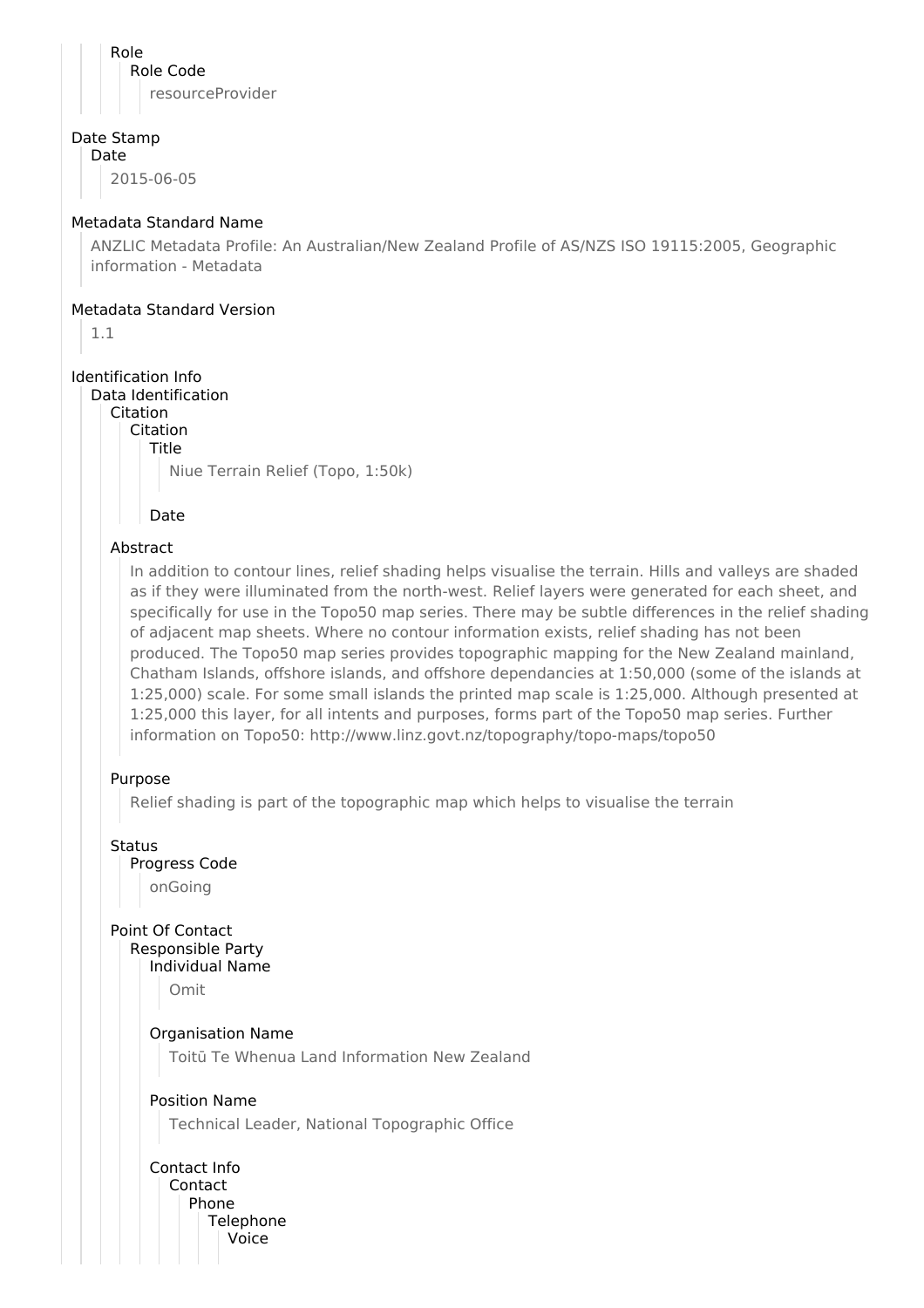Role
Role Code
resourceProvider

Date Stamp
Date
2015-06-05

Metadata Standard Name
ANZLIC Metadata Profile: An Australian/New Zealand Profile of AS/NZS ISO 19115:2005, Geographic information - Metadata

Metadata Standard Version
1.1

Identification Info
Data Identification
Citation
Citation
Title
Niue Terrain Relief (Topo, 1:50k)

Date

Abstract
In addition to contour lines, relief shading helps visualise the terrain. Hills and valleys are shaded as if they were illuminated from the north-west. Relief layers were generated for each sheet, and specifically for use in the Topo50 map series. There may be subtle differences in the relief shading of adjacent map sheets. Where no contour information exists, relief shading has not been produced. The Topo50 map series provides topographic mapping for the New Zealand mainland, Chatham Islands, offshore islands, and offshore dependancies at 1:50,000 (some of the islands at 1:25,000) scale. For some small islands the printed map scale is 1:25,000. Although presented at 1:25,000 this layer, for all intents and purposes, forms part of the Topo50 map series. Further information on Topo50: http://www.linz.govt.nz/topography/topo-maps/topo50

Purpose
Relief shading is part of the topographic map which helps to visualise the terrain

Status
Progress Code
onGoing

Point Of Contact
Responsible Party
Individual Name
Omit

Organisation Name
Toitū Te Whenua Land Information New Zealand

Position Name
Technical Leader, National Topographic Office

Contact Info
Contact
Phone
Telephone
Voice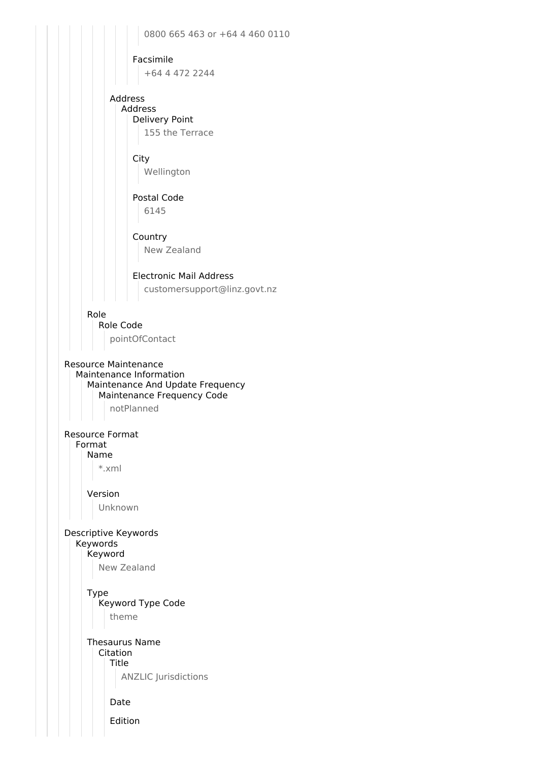0800 665 463 or +64 4 460 0110

Facsimile

+64 4 472 2244

Address

Address

Delivery Point

155 the Terrace

City

Wellington

Postal Code

6145

Country

New Zealand

Electronic Mail Address

customersupport@linz.govt.nz

Role

Role Code

pointOfContact

Resource Maintenance

Maintenance Information

Maintenance And Update Frequency

Maintenance Frequency Code

notPlanned

Resource Format

Format

Name

*.xml

Version

Unknown

Descriptive Keywords

Keywords

Keyword

New Zealand

Type

Keyword Type Code

theme

Thesaurus Name

Citation

Title

ANZLIC Jurisdictions

Date

Edition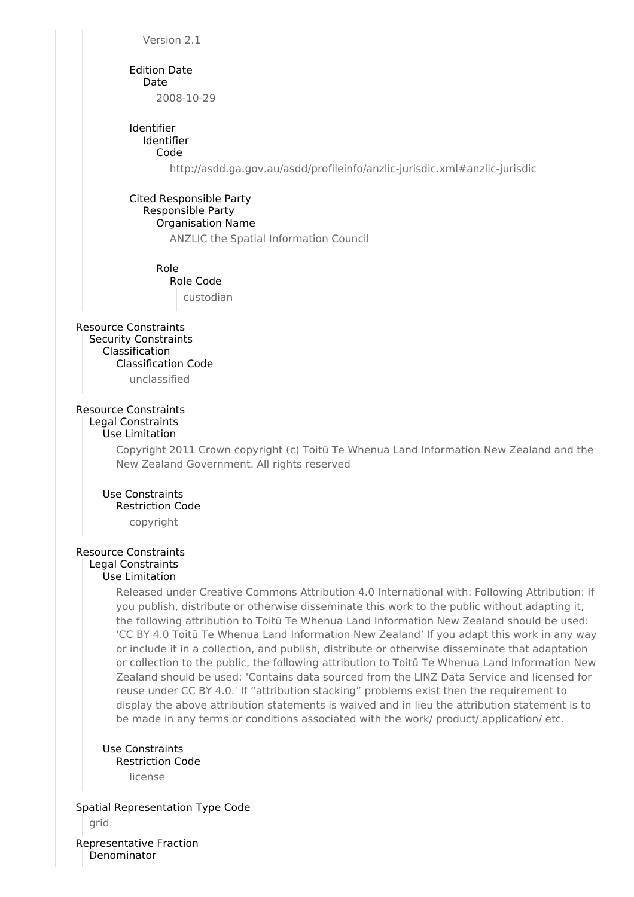Version 2.1

Edition Date

Date

2008-10-29

Identifier

Identifier

Code

http://asdd.ga.gov.au/asdd/profileinfo/anzlic-jurisdic.xml#anzlic-jurisdic

Cited Responsible Party

Responsible Party

Organisation Name

ANZLIC the Spatial Information Council

Role

Role Code

custodian

Resource Constraints

Security Constraints

Classification

Classification Code

unclassified

Resource Constraints

Legal Constraints

Use Limitation

Copyright 2011 Crown copyright (c) Toitū Te Whenua Land Information New Zealand and the New Zealand Government. All rights reserved

Use Constraints

Restriction Code

copyright

Resource Constraints

Legal Constraints

Use Limitation

Released under Creative Commons Attribution 4.0 International with: Following Attribution: If you publish, distribute or otherwise disseminate this work to the public without adapting it, the following attribution to Toitū Te Whenua Land Information New Zealand should be used: 'CC BY 4.0 Toitū Te Whenua Land Information New Zealand' If you adapt this work in any way or include it in a collection, and publish, distribute or otherwise disseminate that adaptation or collection to the public, the following attribution to Toitū Te Whenua Land Information New Zealand should be used: 'Contains data sourced from the LINZ Data Service and licensed for reuse under CC BY 4.0.' If "attribution stacking" problems exist then the requirement to display the above attribution statements is waived and in lieu the attribution statement is to be made in any terms or conditions associated with the work/ product/ application/ etc.

Use Constraints

Restriction Code

license

Spatial Representation Type Code

grid

Representative Fraction

Denominator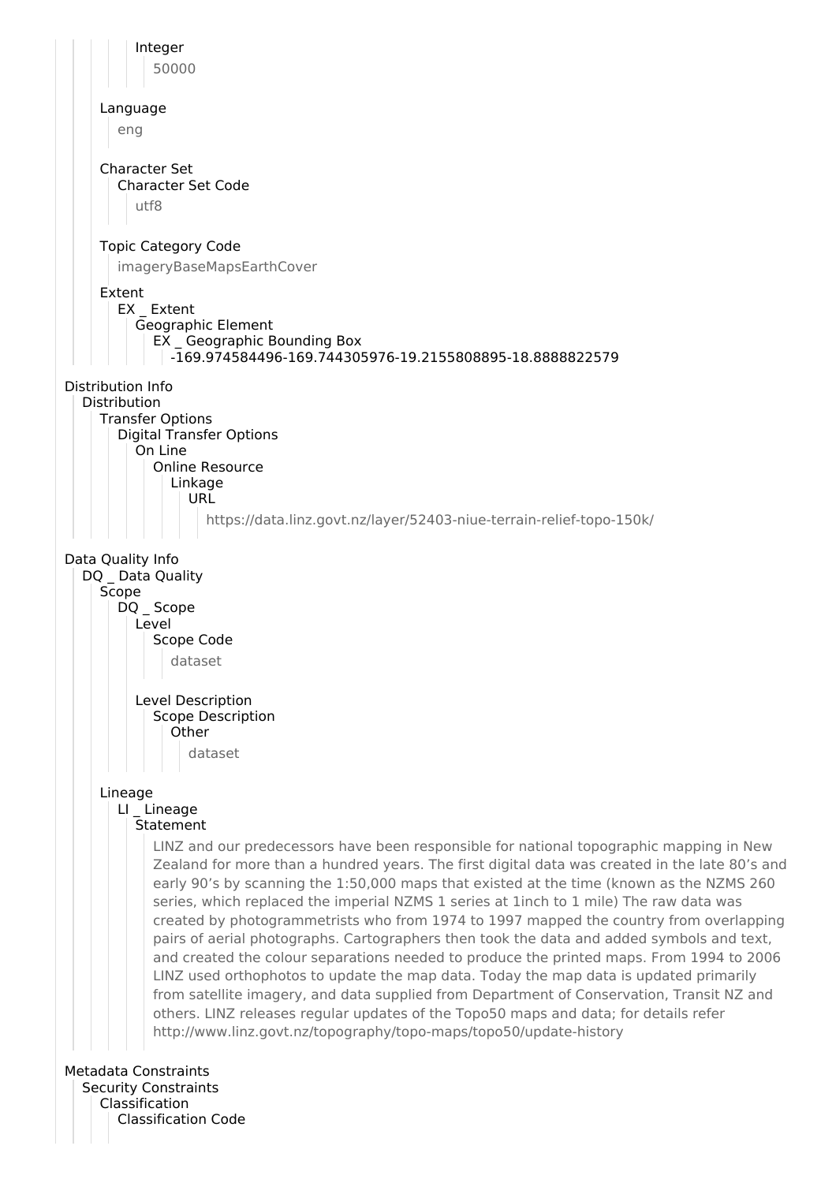Integer

50000

Language

eng

Character Set

Character Set Code

utf8

Topic Category Code

imageryBaseMapsEarthCover

Extent

EX _ Extent

Geographic Element

EX _ Geographic Bounding Box

-169.974584496-169.744305976-19.2155808895-18.8888822579

Distribution Info

Distribution

Transfer Options

Digital Transfer Options

On Line

Online Resource

Linkage

URL

https://data.linz.govt.nz/layer/52403-niue-terrain-relief-topo-150k/

Data Quality Info

DQ _ Data Quality

Scope

DQ _ Scope

Level

Scope Code

dataset

Level Description

Scope Description

Other

dataset

Lineage

LI _ Lineage

Statement

LINZ and our predecessors have been responsible for national topographic mapping in New Zealand for more than a hundred years. The first digital data was created in the late 80's and early 90's by scanning the 1:50,000 maps that existed at the time (known as the NZMS 260 series, which replaced the imperial NZMS 1 series at 1inch to 1 mile) The raw data was created by photogrammetrists who from 1974 to 1997 mapped the country from overlapping pairs of aerial photographs. Cartographers then took the data and added symbols and text, and created the colour separations needed to produce the printed maps. From 1994 to 2006 LINZ used orthophotos to update the map data. Today the map data is updated primarily from satellite imagery, and data supplied from Department of Conservation, Transit NZ and others. LINZ releases regular updates of the Topo50 maps and data; for details refer http://www.linz.govt.nz/topography/topo-maps/topo50/update-history

Metadata Constraints

Security Constraints

Classification

Classification Code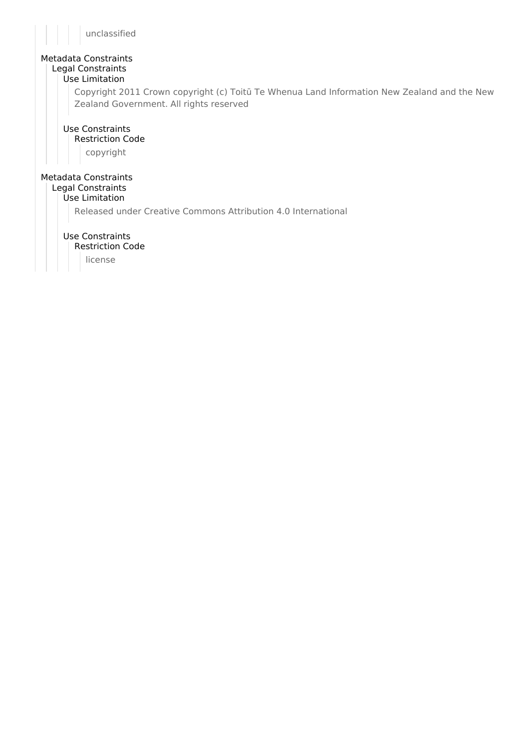unclassified

Metadata Constraints
- Legal Constraints
  - Use Limitation
    - Copyright 2011 Crown copyright (c) Toitū Te Whenua Land Information New Zealand and the New Zealand Government. All rights reserved
  - Use Constraints
    - Restriction Code
      - copyright

Metadata Constraints
- Legal Constraints
  - Use Limitation
    - Released under Creative Commons Attribution 4.0 International
  - Use Constraints
    - Restriction Code
      - license